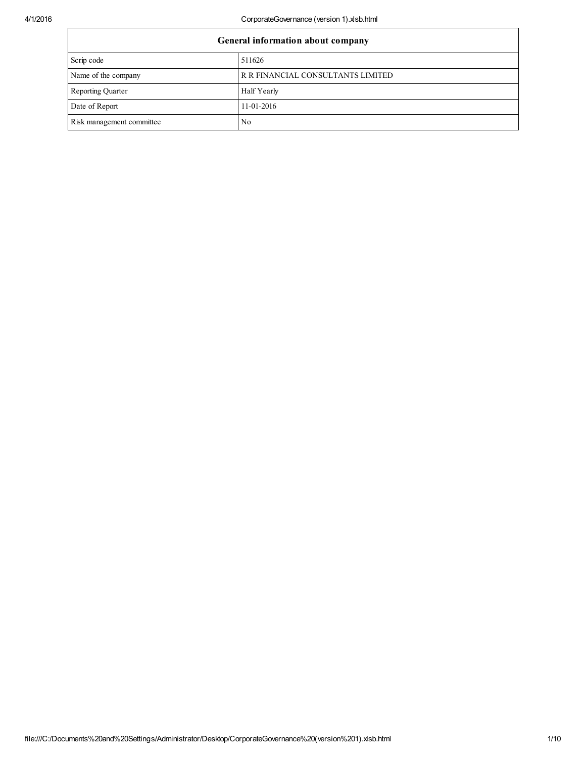| General information about company | |
|---|---|
| Scrip code | 511626 |
| Name of the company | R R FINANCIAL CONSULTANTS LIMITED |
| Reporting Quarter | Half Yearly |
| Date of Report | 11-01-2016 |
| Risk management committee | No |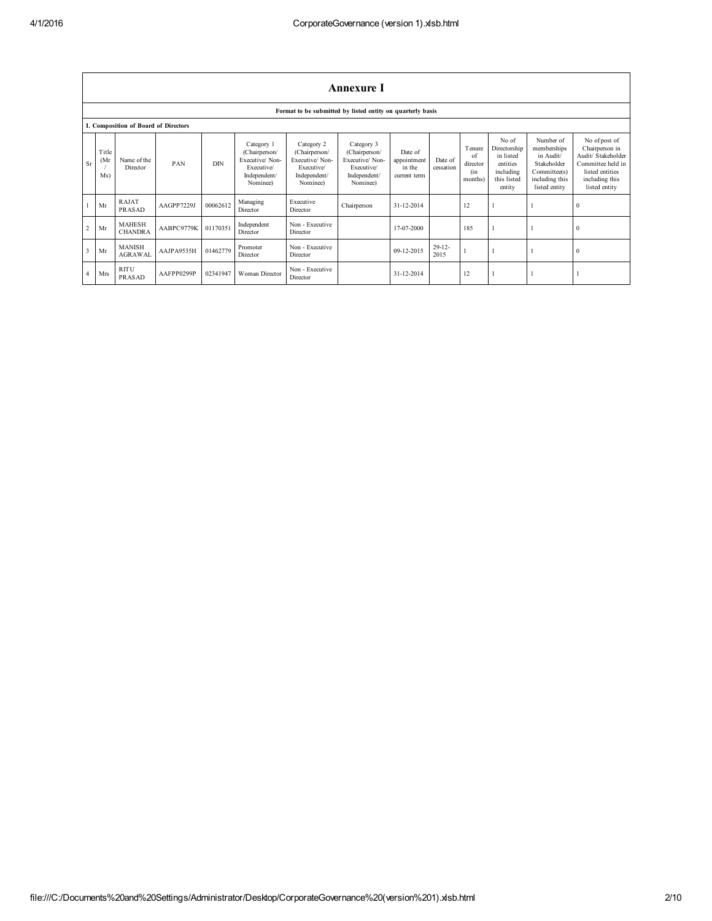# Annexure I

**Format to be submitted by listed entity on quarterly basis**

**I. Composition of Board of Directors**

| Sr | Title (Mr / Ms) | Name of the Director | PAN | DIN | Category 1 (Chairperson/ Executive/ Non-Executive/ Independent/ Nominee) | Category 2 (Chairperson/ Executive/ Non-Executive/ Independent/ Nominee) | Category 3 (Chairperson/ Executive/ Non-Executive/ Independent/ Nominee) | Date of appointment in the current term | Date of cessation | Tenure of director (in months) | No of Directorship in listed entities including this listed entity | Number of memberships in Audit/ Stakeholder Committee(s) including this listed entity | No of post of Chairperson in Audit/ Stakeholder Committee held in listed entities including this listed entity |
|---|---|---|---|---|---|---|---|---|---|---|---|---|---|
| 1 | Mr | RAJAT PRASAD | AAGPP7229J | 00062612 | Managing Director | Executive Director | Chairperson | 31-12-2014 | | 12 | 1 | 1 | 0 |
| 2 | Mr | MAHESH CHANDRA | AABPC9779K | 01170351 | Independent Director | Non - Executive Director | | 17-07-2000 | | 185 | 1 | 1 | 0 |
| 3 | Mr | MANISH AGRAWAL | AAJPA9535H | 01462779 | Promoter Director | Non - Executive Director | | 09-12-2015 | 29-12-2015 | 1 | 1 | 1 | 0 |
| 4 | Mrs | RITU PRASAD | AAFPP0299P | 02341947 | Woman Director | Non - Executive Director | | 31-12-2014 | | 12 | 1 | 1 | 1 |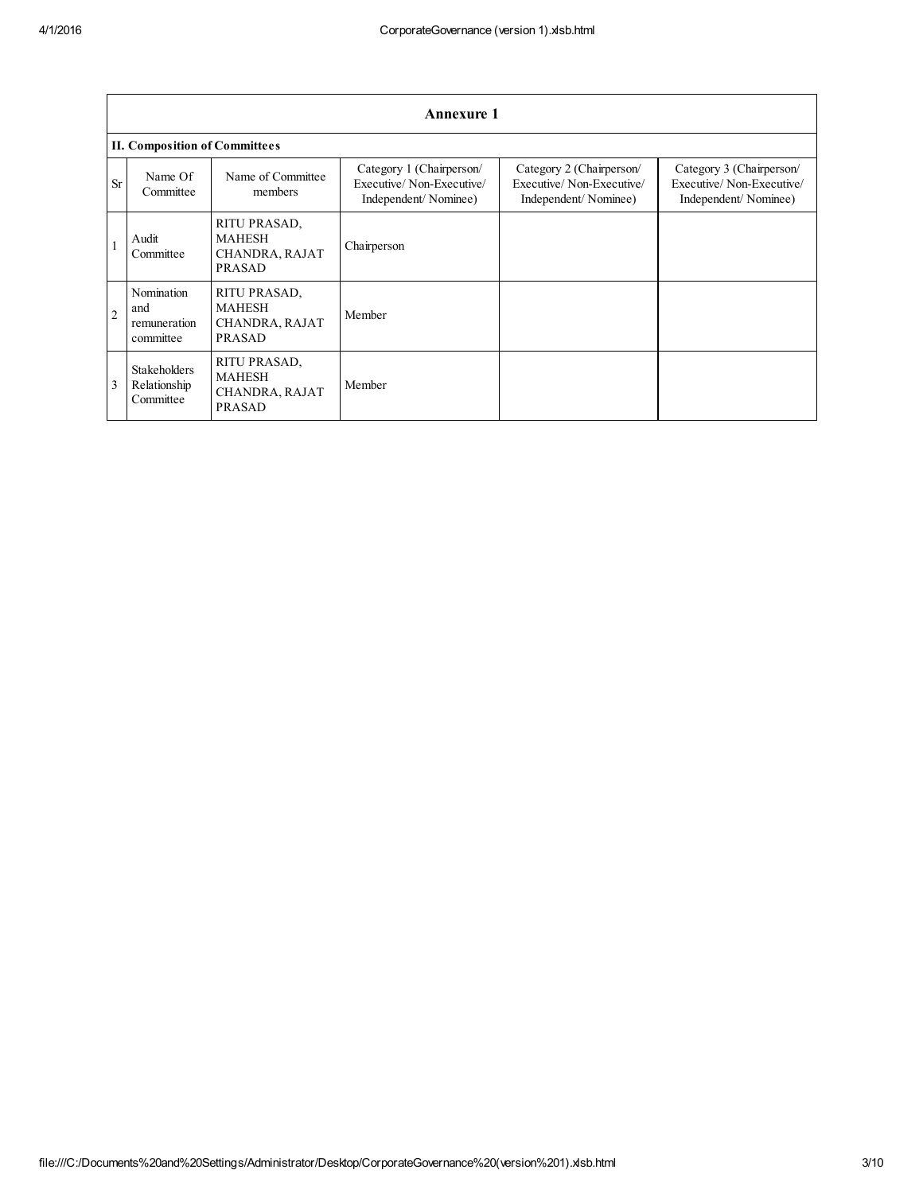## Annexure 1

### II. Composition of Committees

| Sr | Name Of Committee | Name of Committee members | Category 1 (Chairperson/ Executive/ Non-Executive/ Independent/ Nominee) | Category 2 (Chairperson/ Executive/ Non-Executive/ Independent/ Nominee) | Category 3 (Chairperson/ Executive/ Non-Executive/ Independent/ Nominee) |
|---|---|---|---|---|---|
| 1 | Audit Committee | RITU PRASAD, MAHESH CHANDRA, RAJAT PRASAD | Chairperson | | |
| 2 | Nomination and remuneration committee | RITU PRASAD, MAHESH CHANDRA, RAJAT PRASAD | Member | | |
| 3 | Stakeholders Relationship Committee | RITU PRASAD, MAHESH CHANDRA, RAJAT PRASAD | Member | | |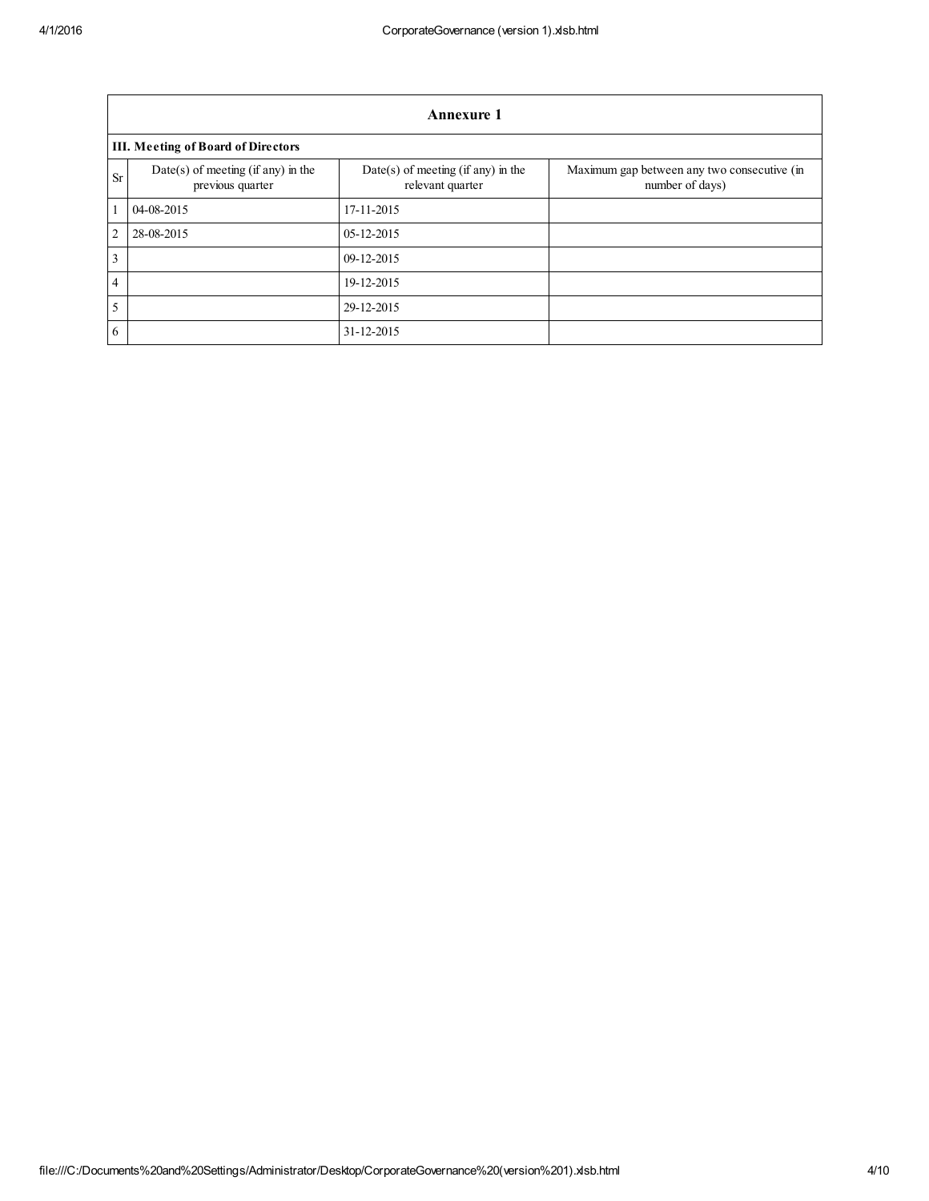| Annexure 1 | | | |
|---|---|---|---|
| **III. Meeting of Board of Directors** | | | |
| Sr | Date(s) of meeting (if any) in the previous quarter | Date(s) of meeting (if any) in the relevant quarter | Maximum gap between any two consecutive (in number of days) |
| 1 | 04-08-2015 | 17-11-2015 | |
| 2 | 28-08-2015 | 05-12-2015 | |
| 3 | | 09-12-2015 | |
| 4 | | 19-12-2015 | |
| 5 | | 29-12-2015 | |
| 6 | | 31-12-2015 | |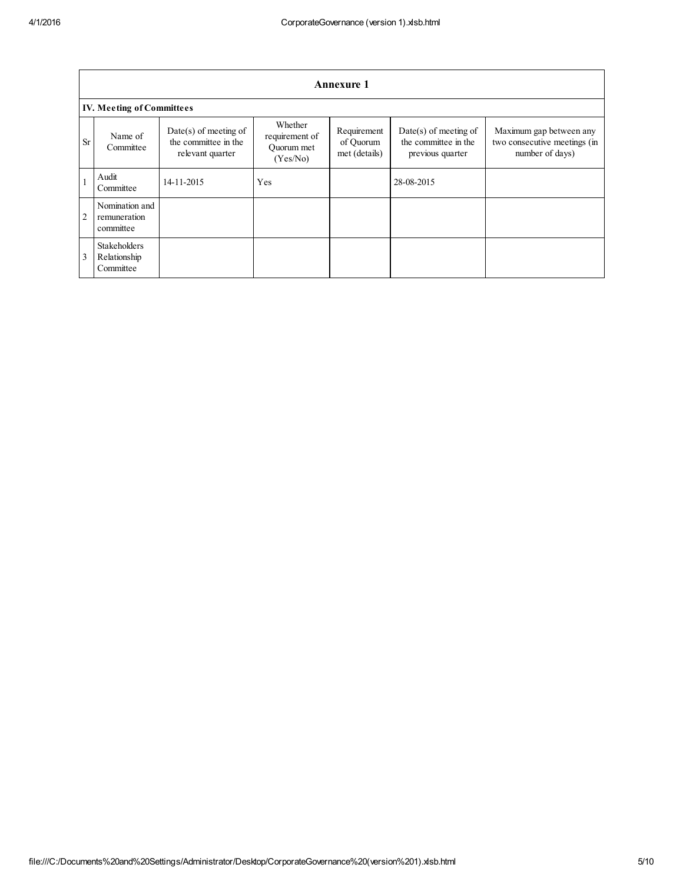## Annexure 1

### IV. Meeting of Committees

| Sr | Name of Committee | Date(s) of meeting of the committee in the relevant quarter | Whether requirement of Quorum met (Yes/No) | Requirement of Quorum met (details) | Date(s) of meeting of the committee in the previous quarter | Maximum gap between any two consecutive meetings (in number of days) |
|---|---|---|---|---|---|---|
| 1 | Audit Committee | 14-11-2015 | Yes | | 28-08-2015 | |
| 2 | Nomination and remuneration committee | | | | | |
| 3 | Stakeholders Relationship Committee | | | | | |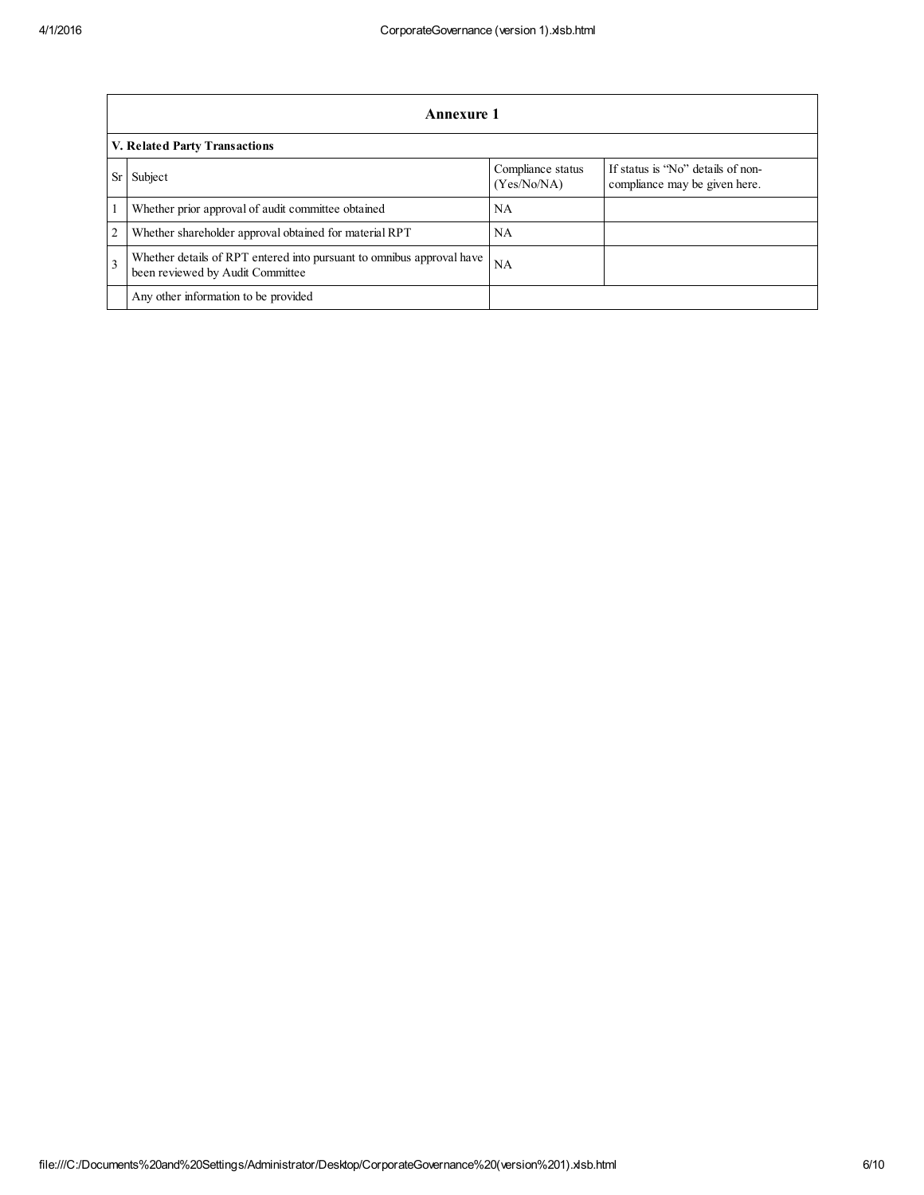## Annexure 1

### V. Related Party Transactions

| Sr | Subject | Compliance status (Yes/No/NA) | If status is "No" details of non-compliance may be given here. |
|---|---|---|---|
| 1 | Whether prior approval of audit committee obtained | NA | |
| 2 | Whether shareholder approval obtained for material RPT | NA | |
| 3 | Whether details of RPT entered into pursuant to omnibus approval have been reviewed by Audit Committee | NA | |
| | Any other information to be provided | | |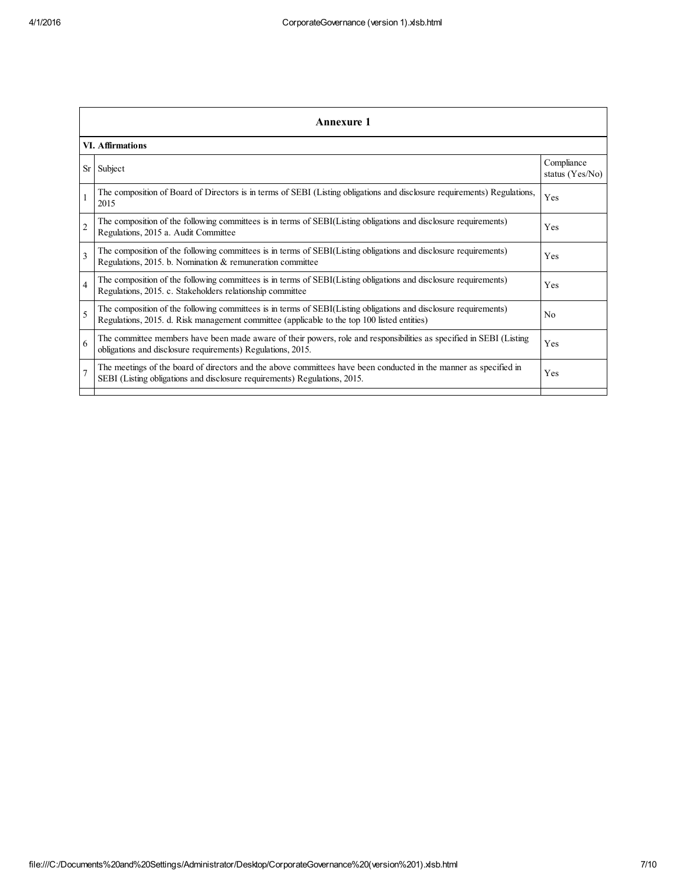## Annexure 1

### VI. Affirmations

| Sr | Subject | Compliance status (Yes/No) |
|---|---|---|
| 1 | The composition of Board of Directors is in terms of SEBI (Listing obligations and disclosure requirements) Regulations, 2015 | Yes |
| 2 | The composition of the following committees is in terms of SEBI(Listing obligations and disclosure requirements) Regulations, 2015 a. Audit Committee | Yes |
| 3 | The composition of the following committees is in terms of SEBI(Listing obligations and disclosure requirements) Regulations, 2015. b. Nomination & remuneration committee | Yes |
| 4 | The composition of the following committees is in terms of SEBI(Listing obligations and disclosure requirements) Regulations, 2015. c. Stakeholders relationship committee | Yes |
| 5 | The composition of the following committees is in terms of SEBI(Listing obligations and disclosure requirements) Regulations, 2015. d. Risk management committee (applicable to the top 100 listed entities) | No |
| 6 | The committee members have been made aware of their powers, role and responsibilities as specified in SEBI (Listing obligations and disclosure requirements) Regulations, 2015. | Yes |
| 7 | The meetings of the board of directors and the above committees have been conducted in the manner as specified in SEBI (Listing obligations and disclosure requirements) Regulations, 2015. | Yes |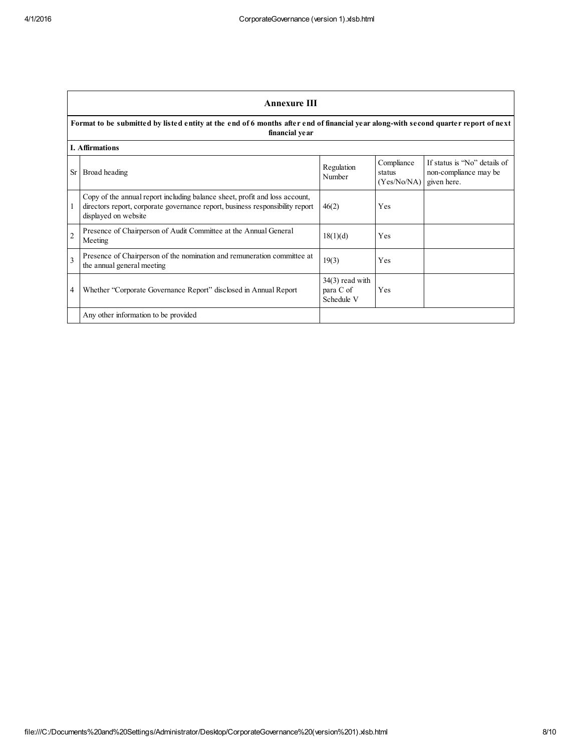## Annexure III

**Format to be submitted by listed entity at the end of 6 months after end of financial year along-with second quarter report of next financial year**

**I. Affirmations**

| Sr | Broad heading | Regulation Number | Compliance status (Yes/No/NA) | If status is "No" details of non-compliance may be given here. |
|---|---|---|---|---|
| 1 | Copy of the annual report including balance sheet, profit and loss account, directors report, corporate governance report, business responsibility report displayed on website | 46(2) | Yes | |
| 2 | Presence of Chairperson of Audit Committee at the Annual General Meeting | 18(1)(d) | Yes | |
| 3 | Presence of Chairperson of the nomination and remuneration committee at the annual general meeting | 19(3) | Yes | |
| 4 | Whether "Corporate Governance Report" disclosed in Annual Report | 34(3) read with para C of Schedule V | Yes | |
| | Any other information to be provided | | | |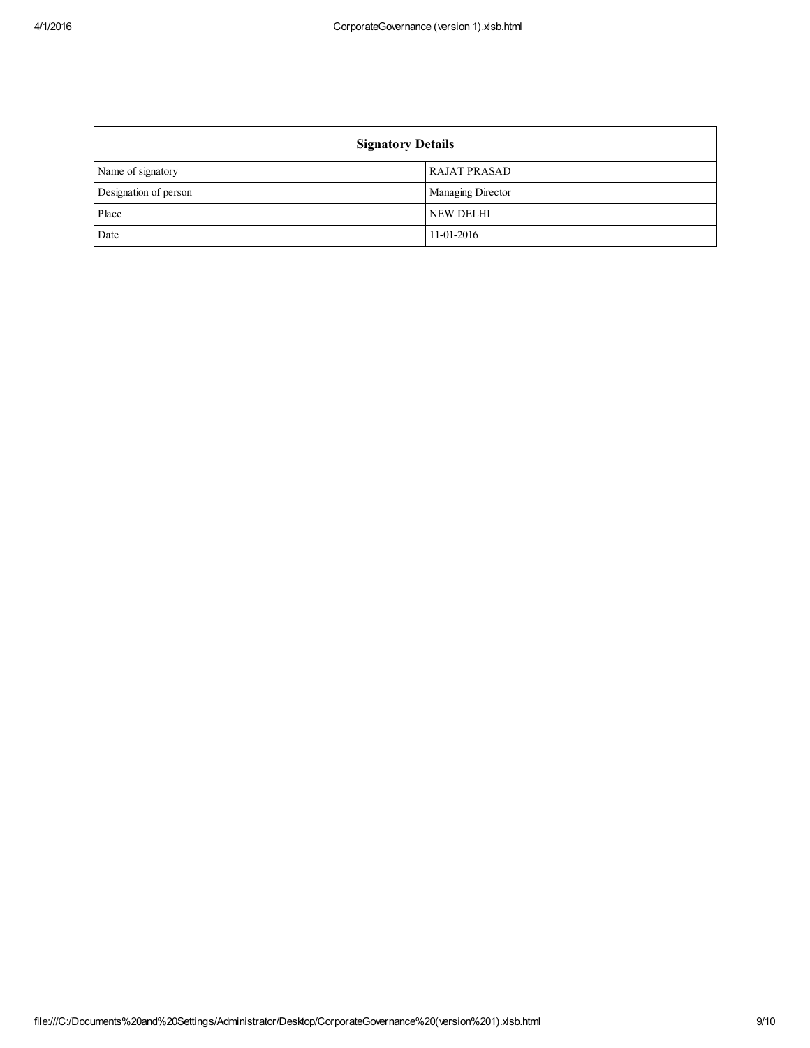| Signatory Details | |
| --- | --- |
| Name of signatory | RAJAT PRASAD |
| Designation of person | Managing Director |
| Place | NEW DELHI |
| Date | 11-01-2016 |